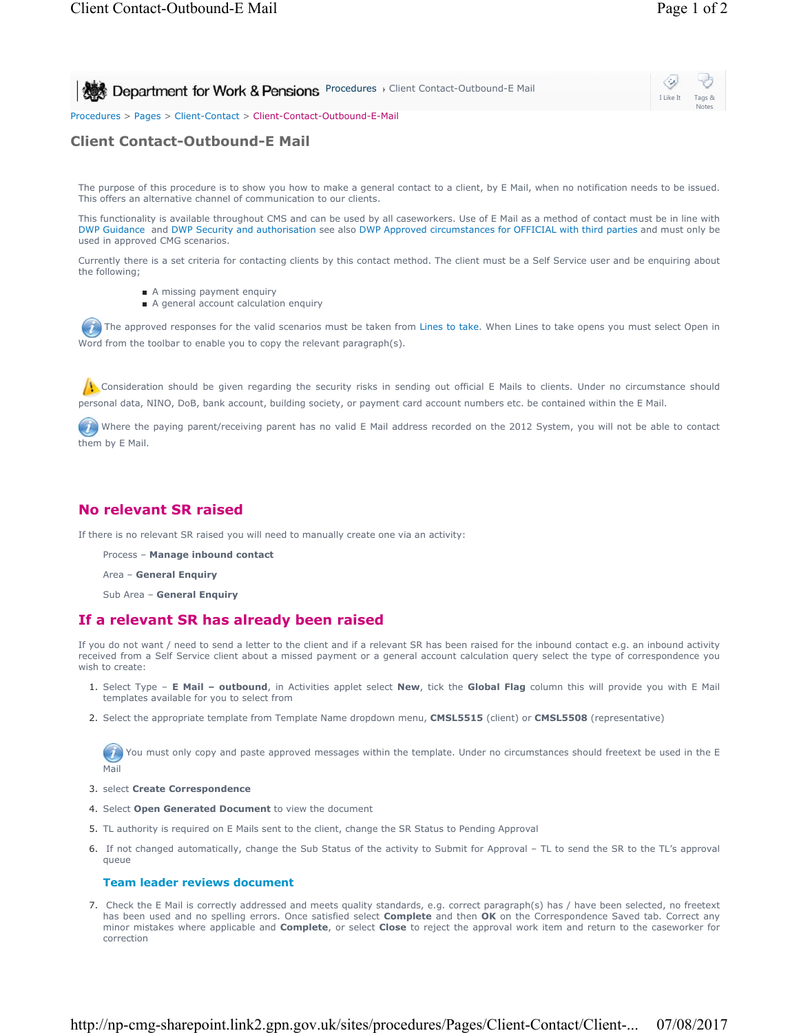Procedures > Pages > Client-Contact > Client-Contact-Outbound-E-Mail

# Client Contact-Outbound-E Mail

The purpose of this procedure is to show you how to make a general contact to a client, by E Mail, when no notification needs to be issued. This offers an alternative channel of communication to our clients.

This functionality is available throughout CMS and can be used by all caseworkers. Use of E Mail as a method of contact must be in line with DWP Guidance and DWP Security and authorisation see also DWP Approved circumstances for OFFICIAL with third parties and must only be used in approved CMG scenarios.

Currently there is a set criteria for contacting clients by this contact method. The client must be a Self Service user and be enquiring about the following;

- A missing payment enquiry
- A general account calculation enquiry

The approved responses for the valid scenarios must be taken from Lines to take. When Lines to take opens you must select Open in Word from the toolbar to enable you to copy the relevant paragraph(s).

Consideration should be given regarding the security risks in sending out official E Mails to clients. Under no circumstance should personal data, NINO, DoB, bank account, building society, or payment card account numbers etc. be contained within the E Mail.

Where the paying parent/receiving parent has no valid E Mail address recorded on the 2012 System, you will not be able to contact them by E Mail.

## No relevant SR raised

If there is no relevant SR raised you will need to manually create one via an activity:

Process – **Manage inbound contact**

Area – **General Enquiry**

Sub Area – **General Enquiry**

## If a relevant SR has already been raised

If you do not want / need to send a letter to the client and if a relevant SR has been raised for the inbound contact e.g. an inbound activity received from a Self Service client about a missed payment or a general account calculation query select the type of correspondence you wish to create:

1. Select Type – **E Mail – outbound**, in Activities applet select **New**, tick the **Global Flag** column this will provide you with E Mail templates available for you to select from
2. Select the appropriate template from Template Name dropdown menu, **CMSL5515** (client) or **CMSL5508** (representative)

   You must only copy and paste approved messages within the template. Under no circumstances should freetext be used in the E Mail

3. select **Create Correspondence**
4. Select **Open Generated Document** to view the document
5. TL authority is required on E Mails sent to the client, change the SR Status to Pending Approval
6. If not changed automatically, change the Sub Status of the activity to Submit for Approval – TL to send the SR to the TL's approval queue

   ### Team leader reviews document

7. Check the E Mail is correctly addressed and meets quality standards, e.g. correct paragraph(s) has / have been selected, no freetext has been used and no spelling errors. Once satisfied select **Complete** and then **OK** on the Correspondence Saved tab. Correct any minor mistakes where applicable and **Complete**, or select **Close** to reject the approval work item and return to the caseworker for correction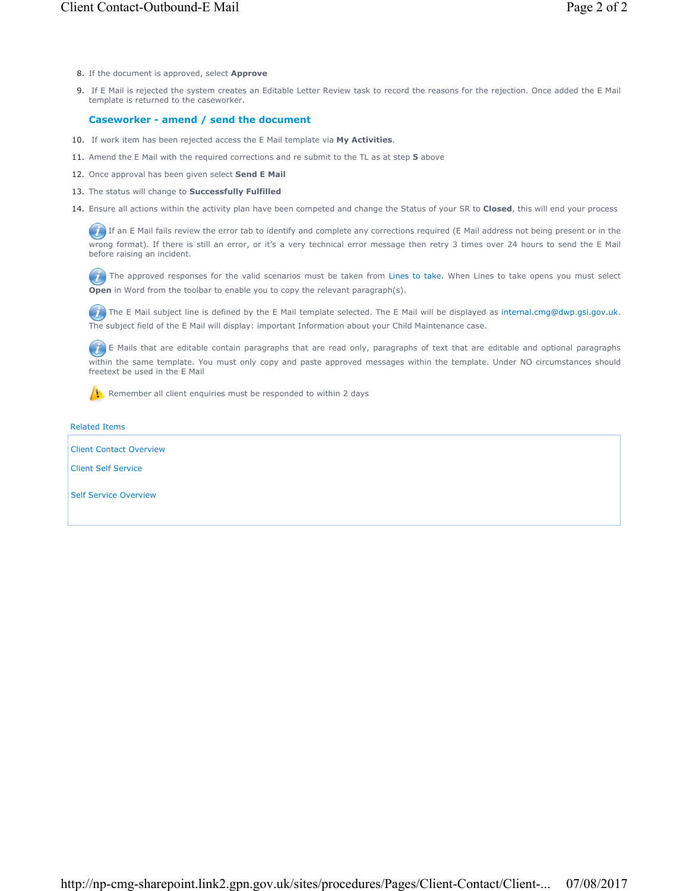8. If the document is approved, select **Approve**
9. If E Mail is rejected the system creates an Editable Letter Review task to record the reasons for the rejection. Once added the E Mail template is returned to the caseworker.

### Caseworker - amend / send the document

10. If work item has been rejected access the E Mail template via **My Activities**.
11. Amend the E Mail with the required corrections and re submit to the TL as at step **5** above
12. Once approval has been given select **Send E Mail**
13. The status will change to **Successfully Fulfilled**
14. Ensure all actions within the activity plan have been competed and change the Status of your SR to **Closed**, this will end your process

If an E Mail fails review the error tab to identify and complete any corrections required (E Mail address not being present or in the wrong format). If there is still an error, or it's a very technical error message then retry 3 times over 24 hours to send the E Mail before raising an incident.

The approved responses for the valid scenarios must be taken from Lines to take. When Lines to take opens you must select **Open** in Word from the toolbar to enable you to copy the relevant paragraph(s).

The E Mail subject line is defined by the E Mail template selected. The E Mail will be displayed as internal.cmg@dwp.gsi.gov.uk. The subject field of the E Mail will display: important Information about your Child Maintenance case.

E Mails that are editable contain paragraphs that are read only, paragraphs of text that are editable and optional paragraphs within the same template. You must only copy and paste approved messages within the template. Under NO circumstances should freetext be used in the E Mail

Remember all client enquiries must be responded to within 2 days

Related Items

Client Contact Overview

Client Self Service

Self Service Overview